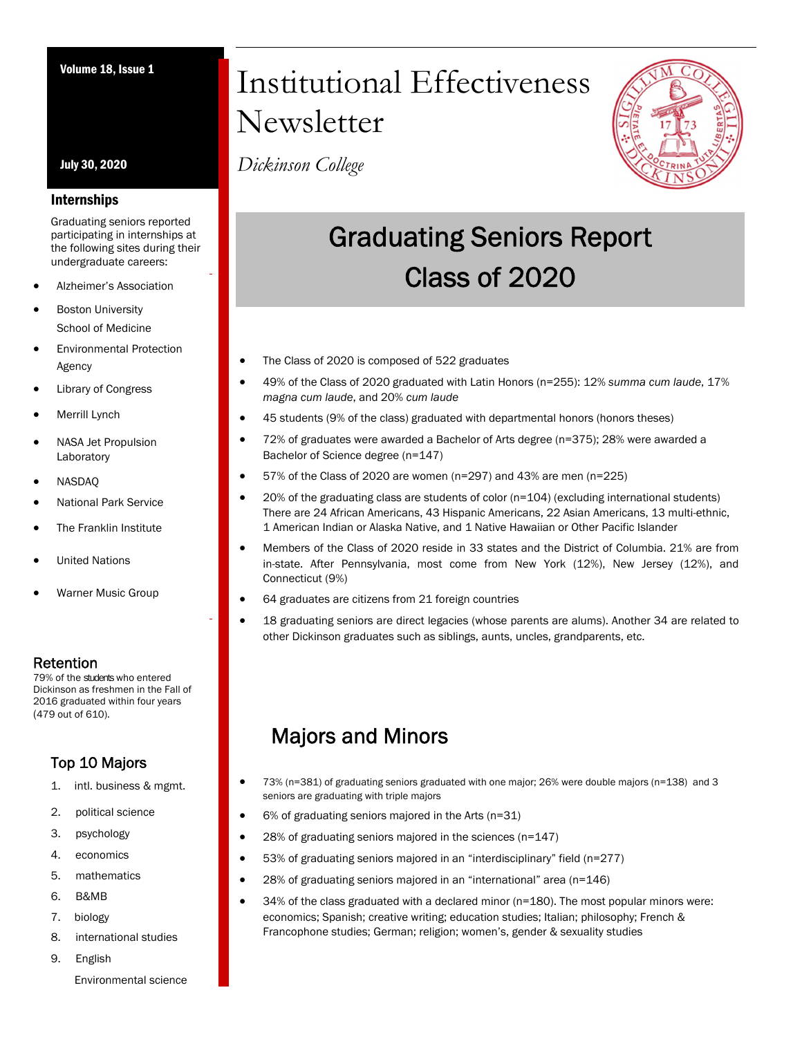# Institutional Effectiveness Newsletter

*Dickinson College*

Volume 18, Issue 1

July 30, 2020

## Graduating Seniors Report Class of 2020

- The Class of 2020 is composed of 522 graduates
- 49% of the Class of 2020 graduated with Latin Honors (n=255): 12% *summa cum laude*, 17% *magna cum laude*, and 20% *cum laude*
- 45 students (9% of the class) graduated with departmental honors (honors theses)
- 72% of graduates were awarded a Bachelor of Arts degree (n=375); 28% were awarded a Bachelor of Science degree (n=147)
- 57% of the Class of 2020 are women (n=297) and 43% are men (n=225)
- 20% of the graduating class are students of color (n=104) (excluding international students) There are 24 African Americans, 43 Hispanic Americans, 22 Asian Americans, 13 multi-ethnic, 1 American Indian or Alaska Native, and 1 Native Hawaiian or Other Pacific Islander
- Members of the Class of 2020 reside in 33 states and the District of Columbia. 21% are from in-state. After Pennsylvania, most come from New York (12%), New Jersey (12%), and Connecticut (9%)
- 64 graduates are citizens from 21 foreign countries
- 18 graduating seniors are direct legacies (whose parents are alums). Another 34 are related to other Dickinson graduates such as siblings, aunts, uncles, grandparents, etc.

## Majors and Minors

- 73% (n=381) of graduating seniors graduated with one major; 26% were double majors (n=138) and 3 seniors are graduating with triple majors
- 6% of graduating seniors majored in the Arts (n=31)
- 28% of graduating seniors majored in the sciences (n=147)
- 53% of graduating seniors majored in an "interdisciplinary" field (n=277)
- 28% of graduating seniors majored in an "international" area (n=146)
- 34% of the class graduated with a declared minor (n=180). The most popular minors were: economics; Spanish; creative writing; education studies; Italian; philosophy; French & Francophone studies; German; religion; women's, gender & sexuality studies

### Internships

Graduating seniors reported participating in internships at the following sites during their undergraduate careers:

- Alzheimer's Association
- Boston University School of Medicine
- Environmental Protection Agency
- Library of Congress
- Merrill Lynch
- NASA Jet Propulsion Laboratory
- NASDAQ
- National Park Service
- The Franklin Institute
- United Nations
- Warner Music Group

### Retention

79% of the students who entered Dickinson as freshmen in the Fall of 2016 graduated within four years (479 out of 610).

### Top 10 Majors

1. intl. business & mgmt.
2. political science
3. psychology
4. economics
5. mathematics
6. B&MB
7. biology
8. international studies
9. English

   Environmental science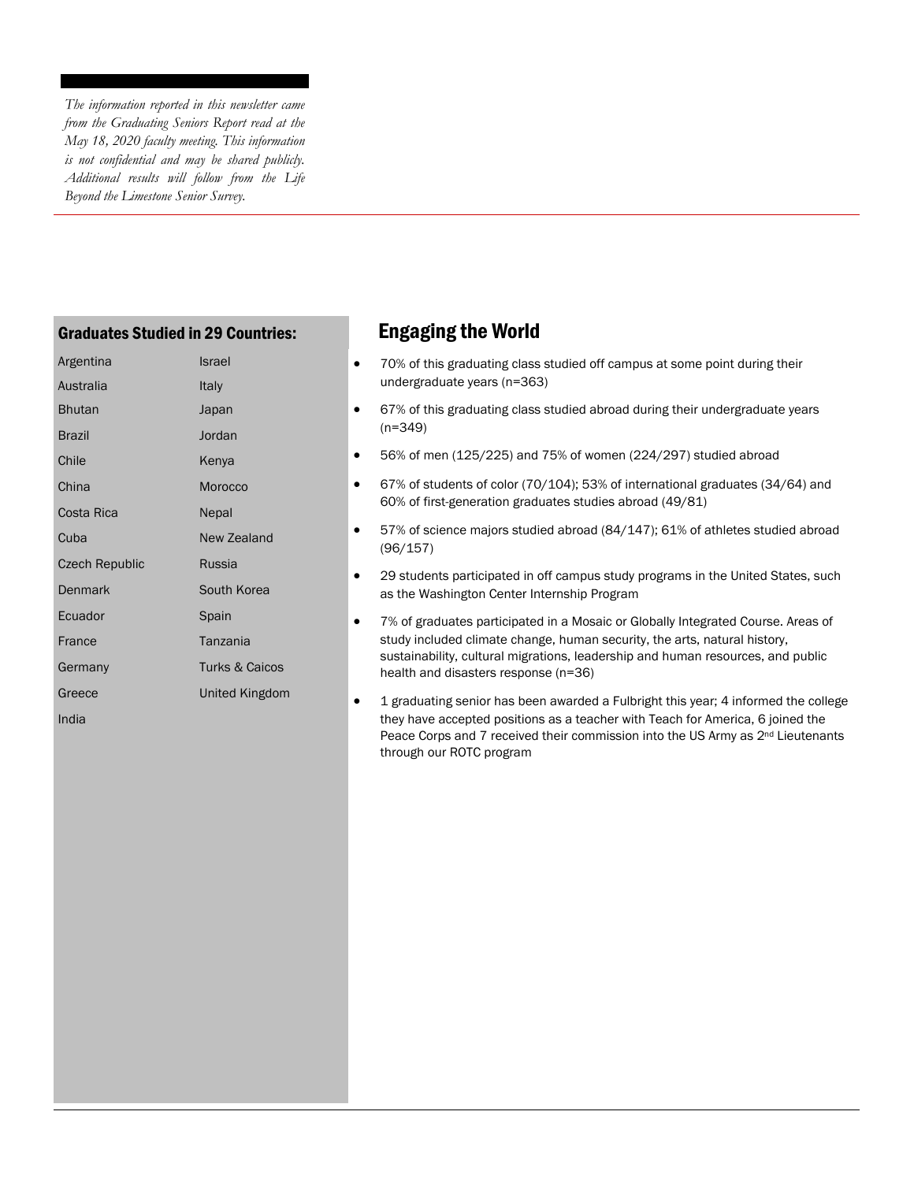*The information reported in this newsletter came from the Graduating Seniors Report read at the May 18, 2020 faculty meeting. This information is not confidential and may be shared publicly. Additional results will follow from the Life Beyond the Limestone Senior Survey.*

## Engaging the World

- 70% of this graduating class studied off campus at some point during their undergraduate years (n=363)
- 67% of this graduating class studied abroad during their undergraduate years (n=349)
- 56% of men (125/225) and 75% of women (224/297) studied abroad
- 67% of students of color (70/104); 53% of international graduates (34/64) and 60% of first-generation graduates studies abroad (49/81)
- 57% of science majors studied abroad (84/147); 61% of athletes studied abroad (96/157)
- 29 students participated in off campus study programs in the United States, such as the Washington Center Internship Program
- 7% of graduates participated in a Mosaic or Globally Integrated Course. Areas of study included climate change, human security, the arts, natural history, sustainability, cultural migrations, leadership and human resources, and public health and disasters response (n=36)
- 1 graduating senior has been awarded a Fulbright this year; 4 informed the college they have accepted positions as a teacher with Teach for America, 6 joined the Peace Corps and 7 received their commission into the US Army as 2nd Lieutenants through our ROTC program

### Graduates Studied in 29 Countries:

| | |
|---|---|
| Argentina | Israel |
| Australia | Italy |
| Bhutan | Japan |
| Brazil | Jordan |
| Chile | Kenya |
| China | Morocco |
| Costa Rica | Nepal |
| Cuba | New Zealand |
| Czech Republic | Russia |
| Denmark | South Korea |
| Ecuador | Spain |
| France | Tanzania |
| Germany | Turks & Caicos |
| Greece | United Kingdom |
| India | |